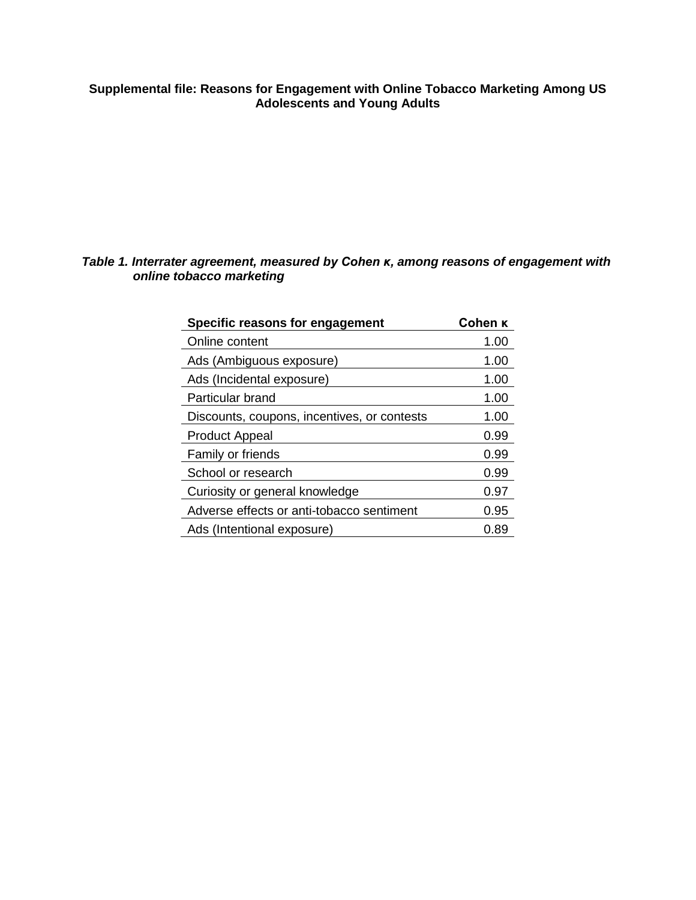**Supplemental file: Reasons for Engagement with Online Tobacco Marketing Among US Adolescents and Young Adults**

***Table 1. Interrater agreement, measured by Cohen κ, among reasons of engagement with online tobacco marketing***

| Specific reasons for engagement | Cohen κ |
|---|---|
| Online content | 1.00 |
| Ads (Ambiguous exposure) | 1.00 |
| Ads (Incidental exposure) | 1.00 |
| Particular brand | 1.00 |
| Discounts, coupons, incentives, or contests | 1.00 |
| Product Appeal | 0.99 |
| Family or friends | 0.99 |
| School or research | 0.99 |
| Curiosity or general knowledge | 0.97 |
| Adverse effects or anti-tobacco sentiment | 0.95 |
| Ads (Intentional exposure) | 0.89 |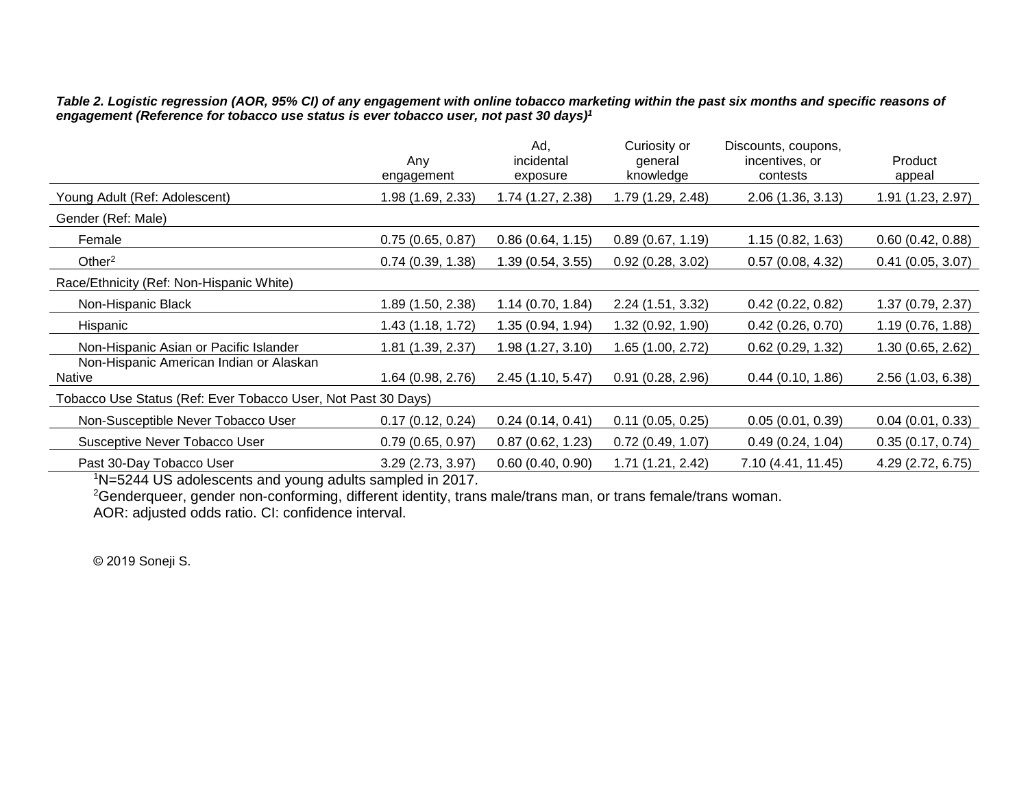***Table 2. Logistic regression (AOR, 95% CI) of any engagement with online tobacco marketing within the past six months and specific reasons of engagement (Reference for tobacco use status is ever tobacco user, not past 30 days)[1]***

| | Any engagement | Ad, incidental exposure | Curiosity or general knowledge | Discounts, coupons, incentives, or contests | Product appeal |
|---|---|---|---|---|---|
| Young Adult (Ref: Adolescent) | 1.98 (1.69, 2.33) | 1.74 (1.27, 2.38) | 1.79 (1.29, 2.48) | 2.06 (1.36, 3.13) | 1.91 (1.23, 2.97) |
| Gender (Ref: Male) | | | | | |
| Female | 0.75 (0.65, 0.87) | 0.86 (0.64, 1.15) | 0.89 (0.67, 1.19) | 1.15 (0.82, 1.63) | 0.60 (0.42, 0.88) |
| Other[2] | 0.74 (0.39, 1.38) | 1.39 (0.54, 3.55) | 0.92 (0.28, 3.02) | 0.57 (0.08, 4.32) | 0.41 (0.05, 3.07) |
| Race/Ethnicity (Ref: Non-Hispanic White) | | | | | |
| Non-Hispanic Black | 1.89 (1.50, 2.38) | 1.14 (0.70, 1.84) | 2.24 (1.51, 3.32) | 0.42 (0.22, 0.82) | 1.37 (0.79, 2.37) |
| Hispanic | 1.43 (1.18, 1.72) | 1.35 (0.94, 1.94) | 1.32 (0.92, 1.90) | 0.42 (0.26, 0.70) | 1.19 (0.76, 1.88) |
| Non-Hispanic Asian or Pacific Islander | 1.81 (1.39, 2.37) | 1.98 (1.27, 3.10) | 1.65 (1.00, 2.72) | 0.62 (0.29, 1.32) | 1.30 (0.65, 2.62) |
| Non-Hispanic American Indian or Alaskan Native | 1.64 (0.98, 2.76) | 2.45 (1.10, 5.47) | 0.91 (0.28, 2.96) | 0.44 (0.10, 1.86) | 2.56 (1.03, 6.38) |
| Tobacco Use Status (Ref: Ever Tobacco User, Not Past 30 Days) | | | | | |
| Non-Susceptible Never Tobacco User | 0.17 (0.12, 0.24) | 0.24 (0.14, 0.41) | 0.11 (0.05, 0.25) | 0.05 (0.01, 0.39) | 0.04 (0.01, 0.33) |
| Susceptive Never Tobacco User | 0.79 (0.65, 0.97) | 0.87 (0.62, 1.23) | 0.72 (0.49, 1.07) | 0.49 (0.24, 1.04) | 0.35 (0.17, 0.74) |
| Past 30-Day Tobacco User | 3.29 (2.73, 3.97) | 0.60 (0.40, 0.90) | 1.71 (1.21, 2.42) | 7.10 (4.41, 11.45) | 4.29 (2.72, 6.75) |

[1]N=5244 US adolescents and young adults sampled in 2017.

[2]Genderqueer, gender non-conforming, different identity, trans male/trans man, or trans female/trans woman.

AOR: adjusted odds ratio. CI: confidence interval.

© 2019 Soneji S.